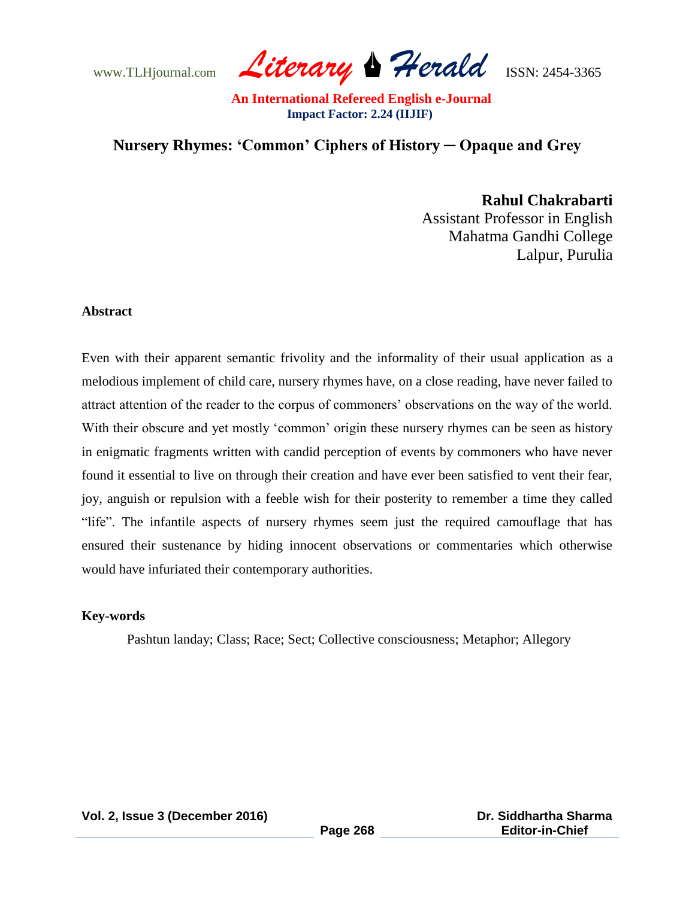# Nursery Rhymes: 'Common' Ciphers of History ─ Opaque and Grey

**Rahul Chakrabarti**
Assistant Professor in English
Mahatma Gandhi College
Lalpur, Purulia

### Abstract

Even with their apparent semantic frivolity and the informality of their usual application as a melodious implement of child care, nursery rhymes have, on a close reading, have never failed to attract attention of the reader to the corpus of commoners' observations on the way of the world. With their obscure and yet mostly 'common' origin these nursery rhymes can be seen as history in enigmatic fragments written with candid perception of events by commoners who have never found it essential to live on through their creation and have ever been satisfied to vent their fear, joy, anguish or repulsion with a feeble wish for their posterity to remember a time they called "life". The infantile aspects of nursery rhymes seem just the required camouflage that has ensured their sustenance by hiding innocent observations or commentaries which otherwise would have infuriated their contemporary authorities.

### Key-words

Pashtun landay; Class; Race; Sect; Collective consciousness; Metaphor; Allegory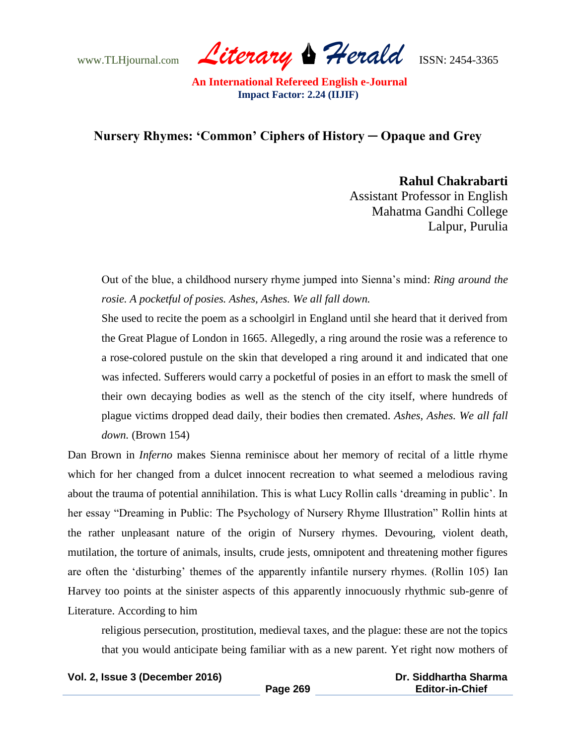## Nursery Rhymes: 'Common' Ciphers of History ─ Opaque and Grey

**Rahul Chakrabarti**
Assistant Professor in English
Mahatma Gandhi College
Lalpur, Purulia

> Out of the blue, a childhood nursery rhyme jumped into Sienna's mind: *Ring around the rosie. A pocketful of posies. Ashes, Ashes. We all fall down.*
>
> She used to recite the poem as a schoolgirl in England until she heard that it derived from the Great Plague of London in 1665. Allegedly, a ring around the rosie was a reference to a rose-colored pustule on the skin that developed a ring around it and indicated that one was infected. Sufferers would carry a pocketful of posies in an effort to mask the smell of their own decaying bodies as well as the stench of the city itself, where hundreds of plague victims dropped dead daily, their bodies then cremated. *Ashes, Ashes. We all fall down.* (Brown 154)

Dan Brown in *Inferno* makes Sienna reminisce about her memory of recital of a little rhyme which for her changed from a dulcet innocent recreation to what seemed a melodious raving about the trauma of potential annihilation. This is what Lucy Rollin calls 'dreaming in public'. In her essay "Dreaming in Public: The Psychology of Nursery Rhyme Illustration" Rollin hints at the rather unpleasant nature of the origin of Nursery rhymes. Devouring, violent death, mutilation, the torture of animals, insults, crude jests, omnipotent and threatening mother figures are often the 'disturbing' themes of the apparently infantile nursery rhymes. (Rollin 105) Ian Harvey too points at the sinister aspects of this apparently innocuously rhythmic sub-genre of Literature. According to him

> religious persecution, prostitution, medieval taxes, and the plague: these are not the topics that you would anticipate being familiar with as a new parent. Yet right now mothers of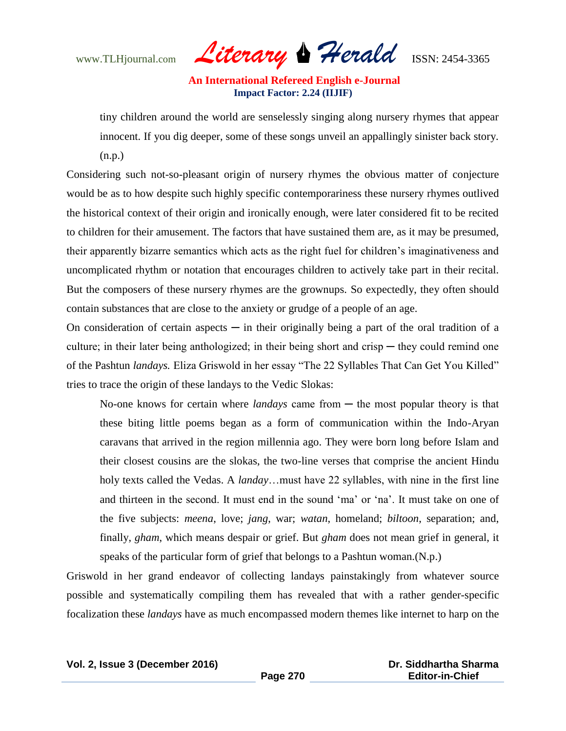> tiny children around the world are senselessly singing along nursery rhymes that appear innocent. If you dig deeper, some of these songs unveil an appallingly sinister back story. (n.p.)

Considering such not-so-pleasant origin of nursery rhymes the obvious matter of conjecture would be as to how despite such highly specific contemporariness these nursery rhymes outlived the historical context of their origin and ironically enough, were later considered fit to be recited to children for their amusement. The factors that have sustained them are, as it may be presumed, their apparently bizarre semantics which acts as the right fuel for children's imaginativeness and uncomplicated rhythm or notation that encourages children to actively take part in their recital. But the composers of these nursery rhymes are the grownups. So expectedly, they often should contain substances that are close to the anxiety or grudge of a people of an age.

On consideration of certain aspects ─ in their originally being a part of the oral tradition of a culture; in their later being anthologized; in their being short and crisp ─ they could remind one of the Pashtun *landays.* Eliza Griswold in her essay "The 22 Syllables That Can Get You Killed" tries to trace the origin of these landays to the Vedic Slokas:

> No-one knows for certain where *landays* came from ─ the most popular theory is that these biting little poems began as a form of communication within the Indo-Aryan caravans that arrived in the region millennia ago. They were born long before Islam and their closest cousins are the slokas, the two-line verses that comprise the ancient Hindu holy texts called the Vedas. A *landay*…must have 22 syllables, with nine in the first line and thirteen in the second. It must end in the sound 'ma' or 'na'. It must take on one of the five subjects: *meena*, love; *jang*, war; *watan*, homeland; *biltoon*, separation; and, finally, *gham*, which means despair or grief. But *gham* does not mean grief in general, it speaks of the particular form of grief that belongs to a Pashtun woman.(N.p.)

Griswold in her grand endeavor of collecting landays painstakingly from whatever source possible and systematically compiling them has revealed that with a rather gender-specific focalization these *landays* have as much encompassed modern themes like internet to harp on the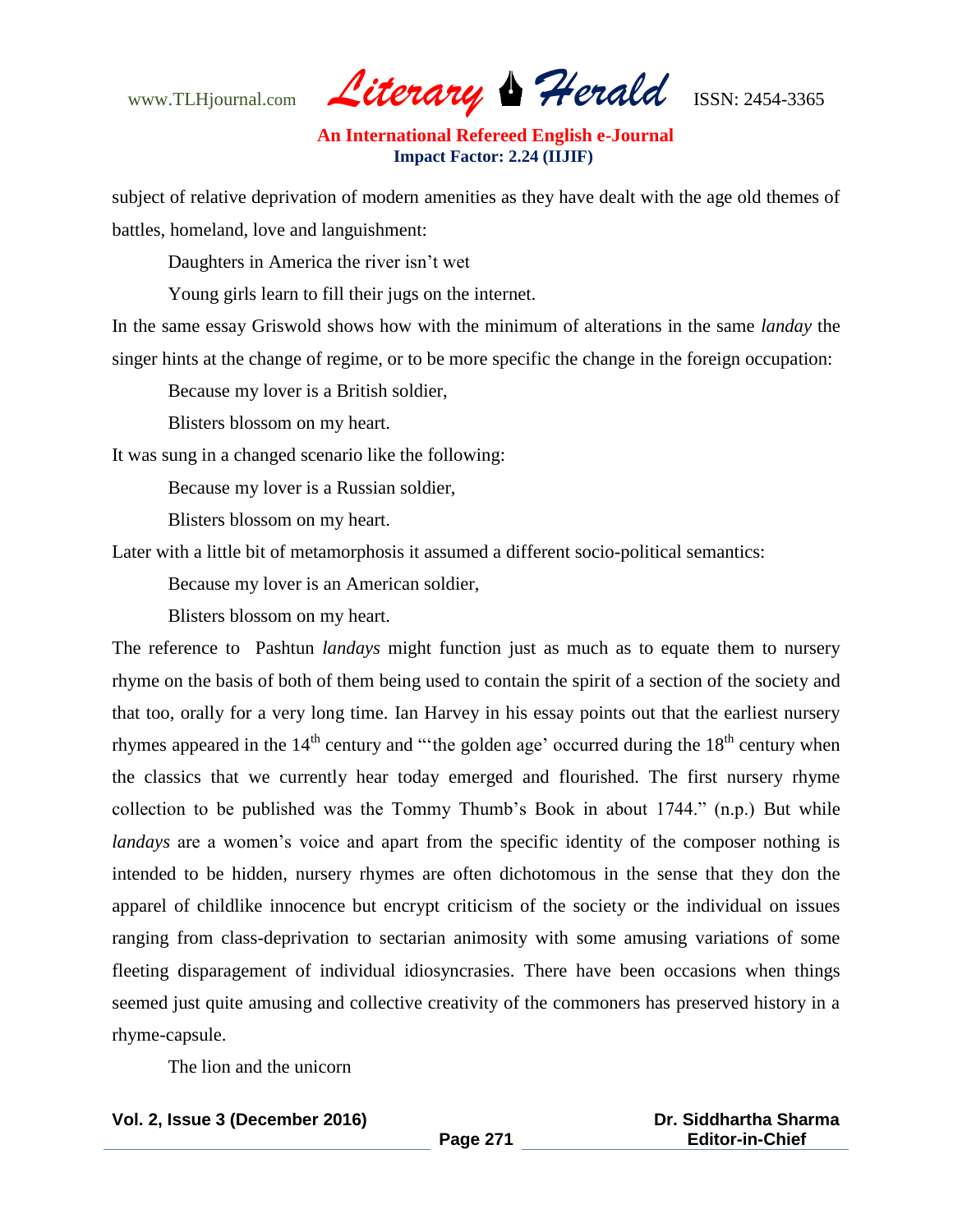subject of relative deprivation of modern amenities as they have dealt with the age old themes of battles, homeland, love and languishment:

> Daughters in America the river isn't wet
>
> Young girls learn to fill their jugs on the internet.

In the same essay Griswold shows how with the minimum of alterations in the same *landay* the singer hints at the change of regime, or to be more specific the change in the foreign occupation:

> Because my lover is a British soldier,
>
> Blisters blossom on my heart.

It was sung in a changed scenario like the following:

> Because my lover is a Russian soldier,
>
> Blisters blossom on my heart.

Later with a little bit of metamorphosis it assumed a different socio-political semantics:

> Because my lover is an American soldier,
>
> Blisters blossom on my heart.

The reference to Pashtun *landays* might function just as much as to equate them to nursery rhyme on the basis of both of them being used to contain the spirit of a section of the society and that too, orally for a very long time. Ian Harvey in his essay points out that the earliest nursery rhymes appeared in the 14th century and "'the golden age' occurred during the 18th century when the classics that we currently hear today emerged and flourished. The first nursery rhyme collection to be published was the Tommy Thumb's Book in about 1744." (n.p.) But while *landays* are a women's voice and apart from the specific identity of the composer nothing is intended to be hidden, nursery rhymes are often dichotomous in the sense that they don the apparel of childlike innocence but encrypt criticism of the society or the individual on issues ranging from class-deprivation to sectarian animosity with some amusing variations of some fleeting disparagement of individual idiosyncrasies. There have been occasions when things seemed just quite amusing and collective creativity of the commoners has preserved history in a rhyme-capsule.

> The lion and the unicorn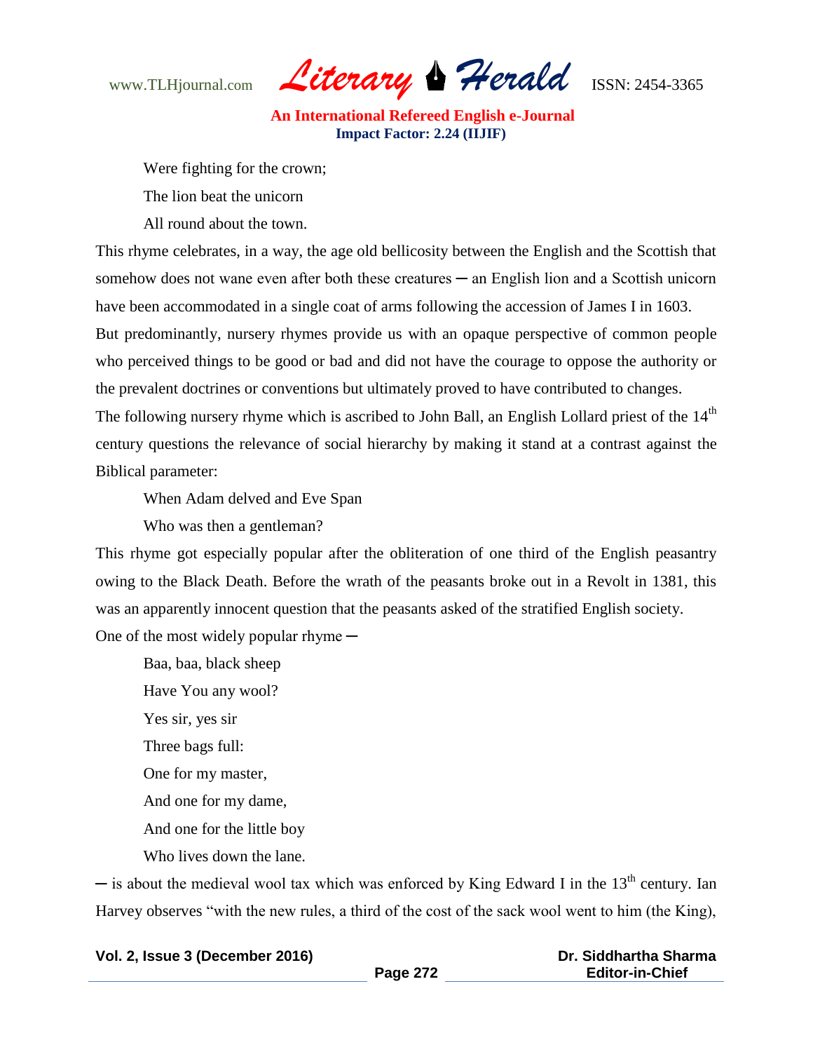Were fighting for the crown;

The lion beat the unicorn

All round about the town.

This rhyme celebrates, in a way, the age old bellicosity between the English and the Scottish that somehow does not wane even after both these creatures ─ an English lion and a Scottish unicorn have been accommodated in a single coat of arms following the accession of James I in 1603.

But predominantly, nursery rhymes provide us with an opaque perspective of common people who perceived things to be good or bad and did not have the courage to oppose the authority or the prevalent doctrines or conventions but ultimately proved to have contributed to changes.

The following nursery rhyme which is ascribed to John Ball, an English Lollard priest of the 14th century questions the relevance of social hierarchy by making it stand at a contrast against the Biblical parameter:

When Adam delved and Eve Span

Who was then a gentleman?

This rhyme got especially popular after the obliteration of one third of the English peasantry owing to the Black Death. Before the wrath of the peasants broke out in a Revolt in 1381, this was an apparently innocent question that the peasants asked of the stratified English society.

One of the most widely popular rhyme ─

Baa, baa, black sheep

Have You any wool?

Yes sir, yes sir

Three bags full:

One for my master,

And one for my dame,

And one for the little boy

Who lives down the lane.

─ is about the medieval wool tax which was enforced by King Edward I in the 13th century. Ian Harvey observes "with the new rules, a third of the cost of the sack wool went to him (the King),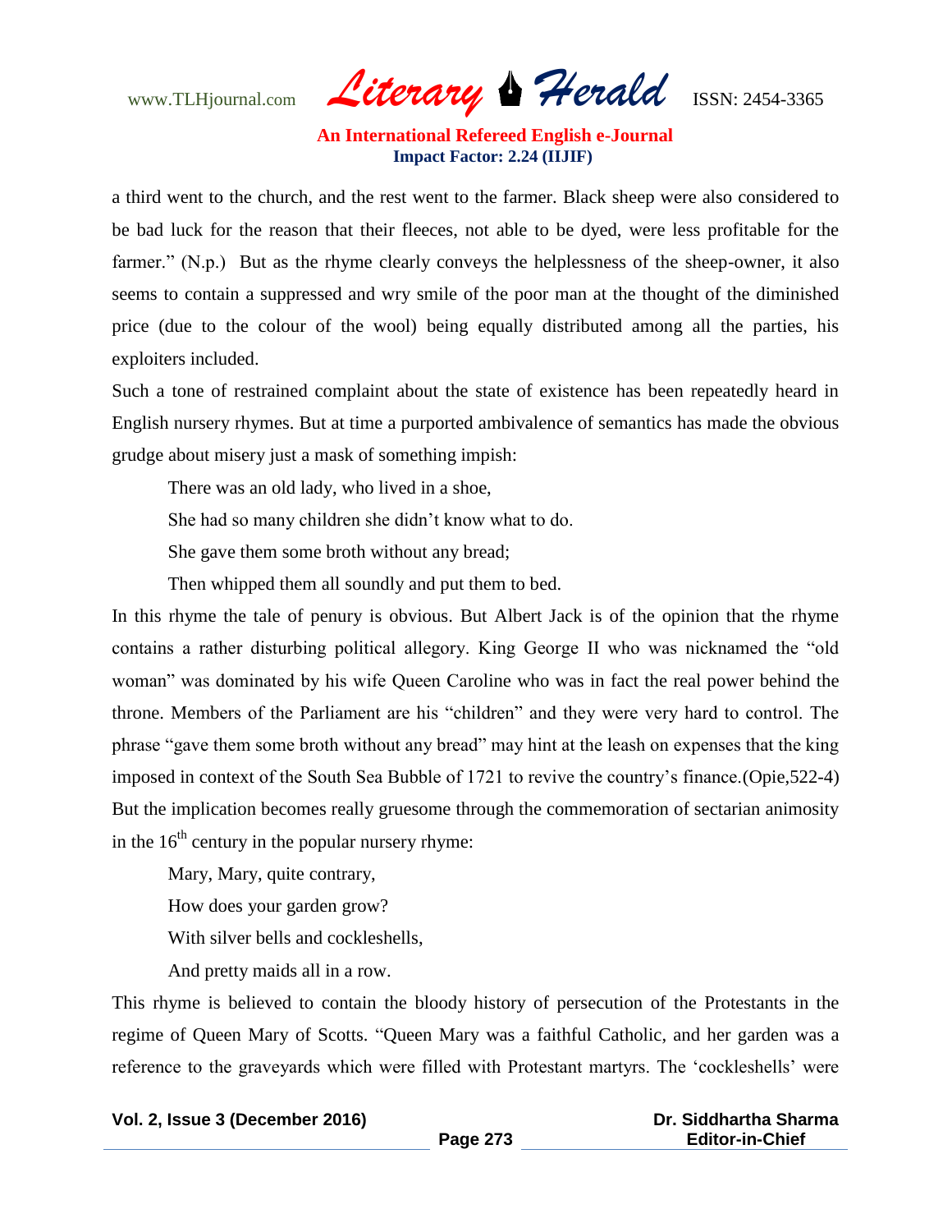a third went to the church, and the rest went to the farmer. Black sheep were also considered to be bad luck for the reason that their fleeces, not able to be dyed, were less profitable for the farmer." (N.p.) But as the rhyme clearly conveys the helplessness of the sheep-owner, it also seems to contain a suppressed and wry smile of the poor man at the thought of the diminished price (due to the colour of the wool) being equally distributed among all the parties, his exploiters included.

Such a tone of restrained complaint about the state of existence has been repeatedly heard in English nursery rhymes. But at time a purported ambivalence of semantics has made the obvious grudge about misery just a mask of something impish:

> There was an old lady, who lived in a shoe,
>
> She had so many children she didn't know what to do.
>
> She gave them some broth without any bread;
>
> Then whipped them all soundly and put them to bed.

In this rhyme the tale of penury is obvious. But Albert Jack is of the opinion that the rhyme contains a rather disturbing political allegory. King George II who was nicknamed the "old woman" was dominated by his wife Queen Caroline who was in fact the real power behind the throne. Members of the Parliament are his "children" and they were very hard to control. The phrase "gave them some broth without any bread" may hint at the leash on expenses that the king imposed in context of the South Sea Bubble of 1721 to revive the country's finance.(Opie,522-4) But the implication becomes really gruesome through the commemoration of sectarian animosity in the 16th century in the popular nursery rhyme:

> Mary, Mary, quite contrary,
>
> How does your garden grow?
>
> With silver bells and cockleshells,
>
> And pretty maids all in a row.

This rhyme is believed to contain the bloody history of persecution of the Protestants in the regime of Queen Mary of Scotts. "Queen Mary was a faithful Catholic, and her garden was a reference to the graveyards which were filled with Protestant martyrs. The 'cockleshells' were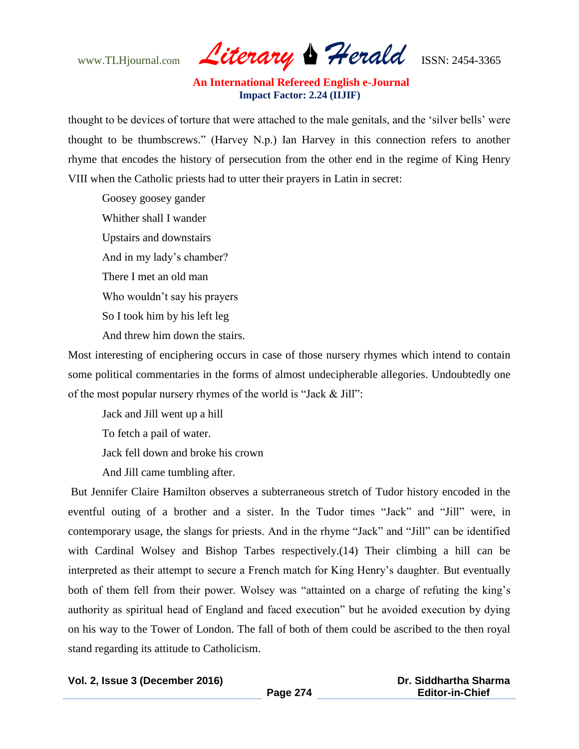thought to be devices of torture that were attached to the male genitals, and the 'silver bells' were thought to be thumbscrews." (Harvey N.p.) Ian Harvey in this connection refers to another rhyme that encodes the history of persecution from the other end in the regime of King Henry VIII when the Catholic priests had to utter their prayers in Latin in secret:

> Goosey goosey gander
> Whither shall I wander
> Upstairs and downstairs
> And in my lady's chamber?
> There I met an old man
> Who wouldn't say his prayers
> So I took him by his left leg
> And threw him down the stairs.

Most interesting of enciphering occurs in case of those nursery rhymes which intend to contain some political commentaries in the forms of almost undecipherable allegories. Undoubtedly one of the most popular nursery rhymes of the world is "Jack & Jill":

> Jack and Jill went up a hill
> To fetch a pail of water.
> Jack fell down and broke his crown
> And Jill came tumbling after.

But Jennifer Claire Hamilton observes a subterraneous stretch of Tudor history encoded in the eventful outing of a brother and a sister. In the Tudor times "Jack" and "Jill" were, in contemporary usage, the slangs for priests. And in the rhyme "Jack" and "Jill" can be identified with Cardinal Wolsey and Bishop Tarbes respectively.(14) Their climbing a hill can be interpreted as their attempt to secure a French match for King Henry's daughter. But eventually both of them fell from their power. Wolsey was "attainted on a charge of refuting the king's authority as spiritual head of England and faced execution" but he avoided execution by dying on his way to the Tower of London. The fall of both of them could be ascribed to the then royal stand regarding its attitude to Catholicism.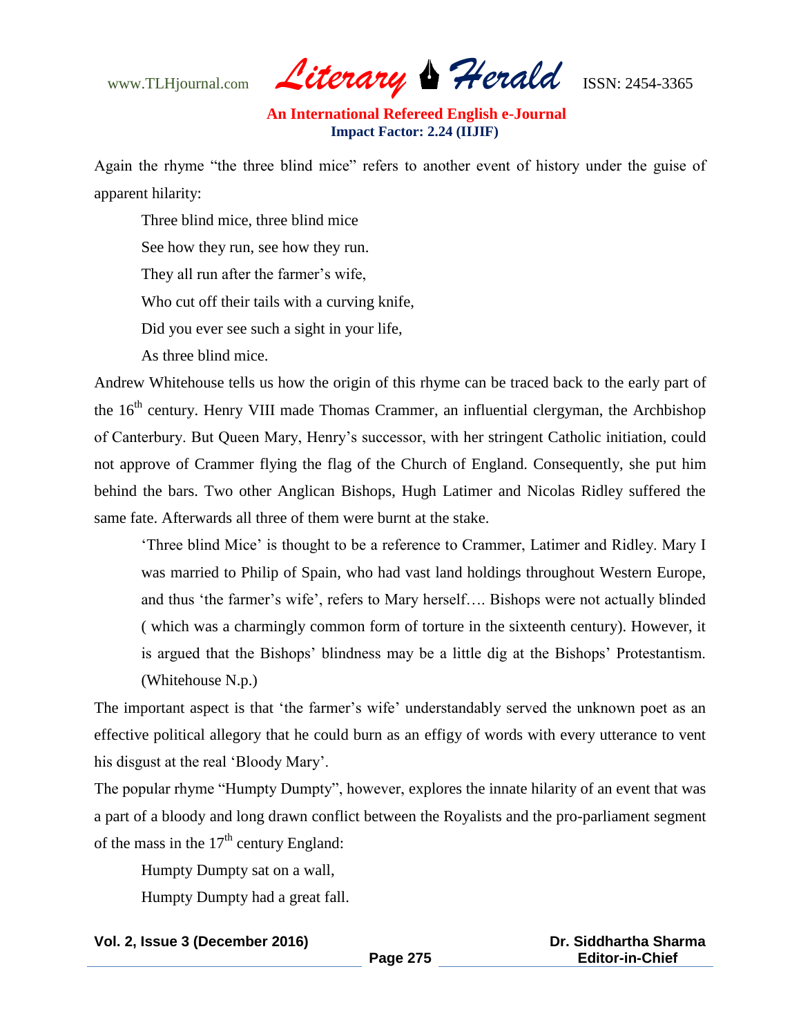Again the rhyme "the three blind mice" refers to another event of history under the guise of apparent hilarity:

> Three blind mice, three blind mice
>
> See how they run, see how they run.
>
> They all run after the farmer's wife,
>
> Who cut off their tails with a curving knife,
>
> Did you ever see such a sight in your life,
>
> As three blind mice.

Andrew Whitehouse tells us how the origin of this rhyme can be traced back to the early part of the 16th century. Henry VIII made Thomas Crammer, an influential clergyman, the Archbishop of Canterbury. But Queen Mary, Henry's successor, with her stringent Catholic initiation, could not approve of Crammer flying the flag of the Church of England. Consequently, she put him behind the bars. Two other Anglican Bishops, Hugh Latimer and Nicolas Ridley suffered the same fate. Afterwards all three of them were burnt at the stake.

> 'Three blind Mice' is thought to be a reference to Crammer, Latimer and Ridley. Mary I was married to Philip of Spain, who had vast land holdings throughout Western Europe, and thus 'the farmer's wife', refers to Mary herself…. Bishops were not actually blinded ( which was a charmingly common form of torture in the sixteenth century). However, it is argued that the Bishops' blindness may be a little dig at the Bishops' Protestantism. (Whitehouse N.p.)

The important aspect is that 'the farmer's wife' understandably served the unknown poet as an effective political allegory that he could burn as an effigy of words with every utterance to vent his disgust at the real 'Bloody Mary'.

The popular rhyme "Humpty Dumpty", however, explores the innate hilarity of an event that was a part of a bloody and long drawn conflict between the Royalists and the pro-parliament segment of the mass in the 17th century England:

> Humpty Dumpty sat on a wall,
>
> Humpty Dumpty had a great fall.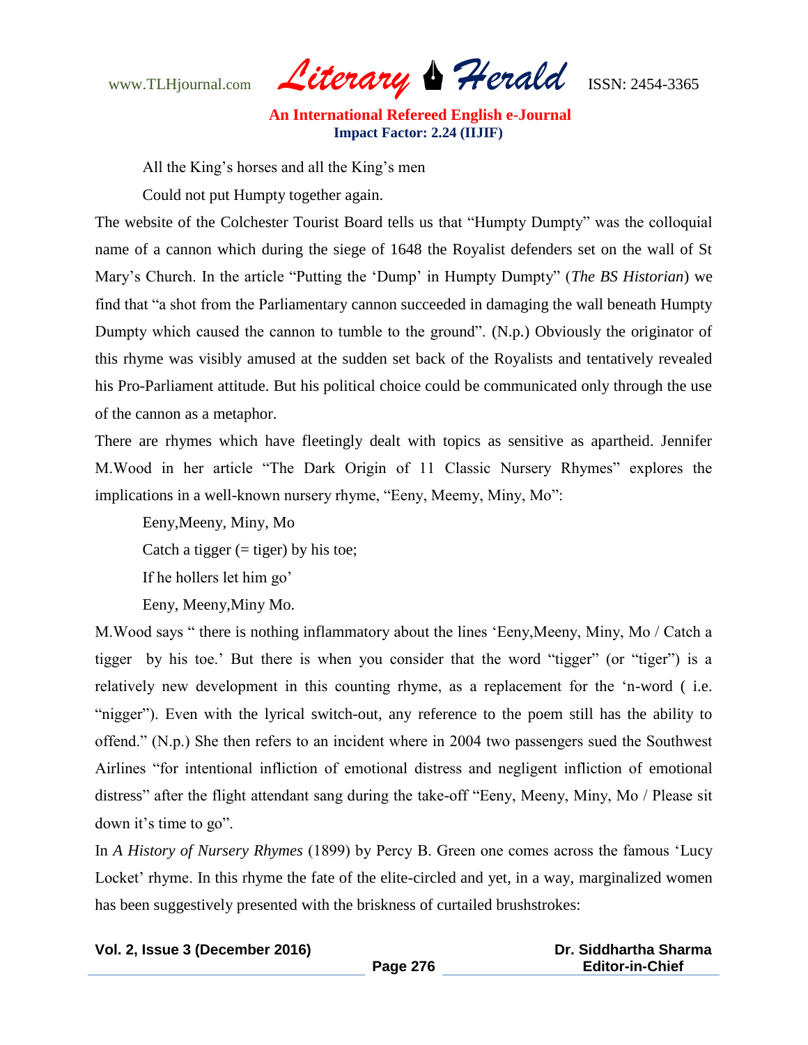All the King's horses and all the King's men

Could not put Humpty together again.

The website of the Colchester Tourist Board tells us that "Humpty Dumpty" was the colloquial name of a cannon which during the siege of 1648 the Royalist defenders set on the wall of St Mary's Church. In the article "Putting the 'Dump' in Humpty Dumpty" (*The BS Historian*) we find that "a shot from the Parliamentary cannon succeeded in damaging the wall beneath Humpty Dumpty which caused the cannon to tumble to the ground". (N.p.) Obviously the originator of this rhyme was visibly amused at the sudden set back of the Royalists and tentatively revealed his Pro-Parliament attitude. But his political choice could be communicated only through the use of the cannon as a metaphor.

There are rhymes which have fleetingly dealt with topics as sensitive as apartheid. Jennifer M.Wood in her article "The Dark Origin of 11 Classic Nursery Rhymes" explores the implications in a well-known nursery rhyme, "Eeny, Meemy, Miny, Mo":

Eeny,Meeny, Miny, Mo

Catch a tigger (= tiger) by his toe;

If he hollers let him go'

Eeny, Meeny,Miny Mo.

M.Wood says " there is nothing inflammatory about the lines 'Eeny,Meeny, Miny, Mo / Catch a tigger by his toe.' But there is when you consider that the word "tigger" (or "tiger") is a relatively new development in this counting rhyme, as a replacement for the 'n-word ( i.e. "nigger"). Even with the lyrical switch-out, any reference to the poem still has the ability to offend." (N.p.) She then refers to an incident where in 2004 two passengers sued the Southwest Airlines "for intentional infliction of emotional distress and negligent infliction of emotional distress" after the flight attendant sang during the take-off "Eeny, Meeny, Miny, Mo / Please sit down it's time to go".

In *A History of Nursery Rhymes* (1899) by Percy B. Green one comes across the famous 'Lucy Locket' rhyme. In this rhyme the fate of the elite-circled and yet, in a way, marginalized women has been suggestively presented with the briskness of curtailed brushstrokes: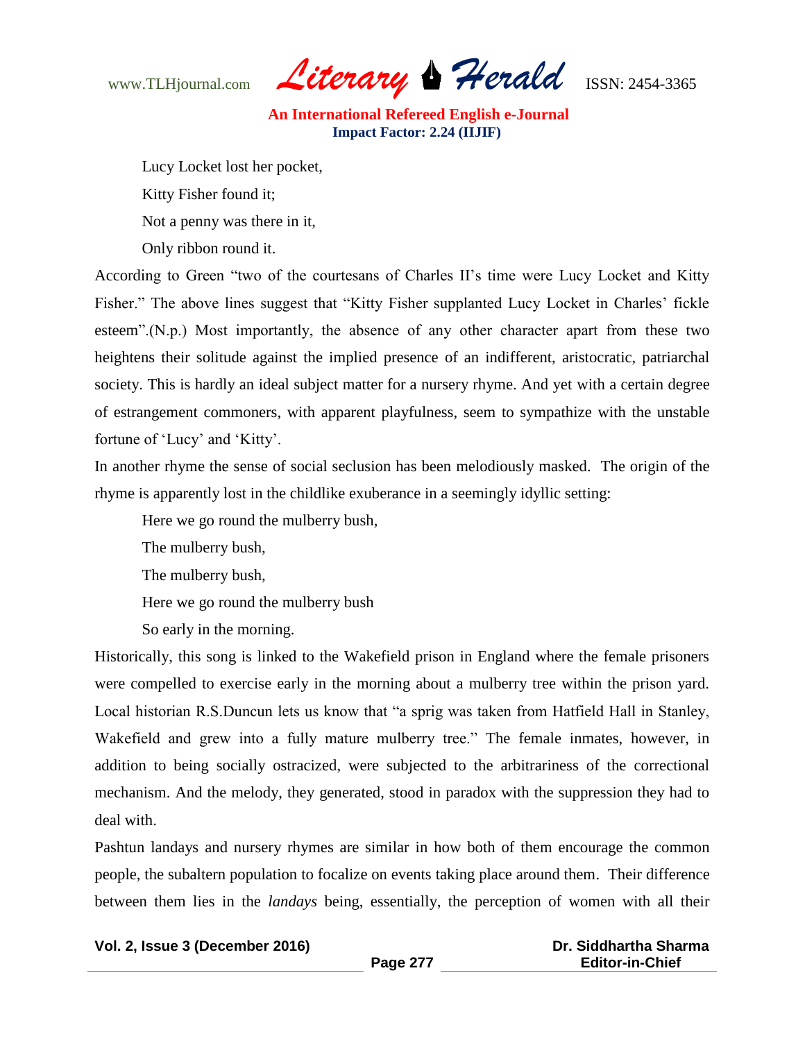Lucy Locket lost her pocket,

Kitty Fisher found it;

Not a penny was there in it,

Only ribbon round it.

According to Green "two of the courtesans of Charles II's time were Lucy Locket and Kitty Fisher." The above lines suggest that "Kitty Fisher supplanted Lucy Locket in Charles' fickle esteem".(N.p.) Most importantly, the absence of any other character apart from these two heightens their solitude against the implied presence of an indifferent, aristocratic, patriarchal society. This is hardly an ideal subject matter for a nursery rhyme. And yet with a certain degree of estrangement commoners, with apparent playfulness, seem to sympathize with the unstable fortune of 'Lucy' and 'Kitty'.

In another rhyme the sense of social seclusion has been melodiously masked. The origin of the rhyme is apparently lost in the childlike exuberance in a seemingly idyllic setting:

Here we go round the mulberry bush,

The mulberry bush,

The mulberry bush,

Here we go round the mulberry bush

So early in the morning.

Historically, this song is linked to the Wakefield prison in England where the female prisoners were compelled to exercise early in the morning about a mulberry tree within the prison yard. Local historian R.S.Duncun lets us know that "a sprig was taken from Hatfield Hall in Stanley, Wakefield and grew into a fully mature mulberry tree." The female inmates, however, in addition to being socially ostracized, were subjected to the arbitrariness of the correctional mechanism. And the melody, they generated, stood in paradox with the suppression they had to deal with.

Pashtun landays and nursery rhymes are similar in how both of them encourage the common people, the subaltern population to focalize on events taking place around them. Their difference between them lies in the *landays* being, essentially, the perception of women with all their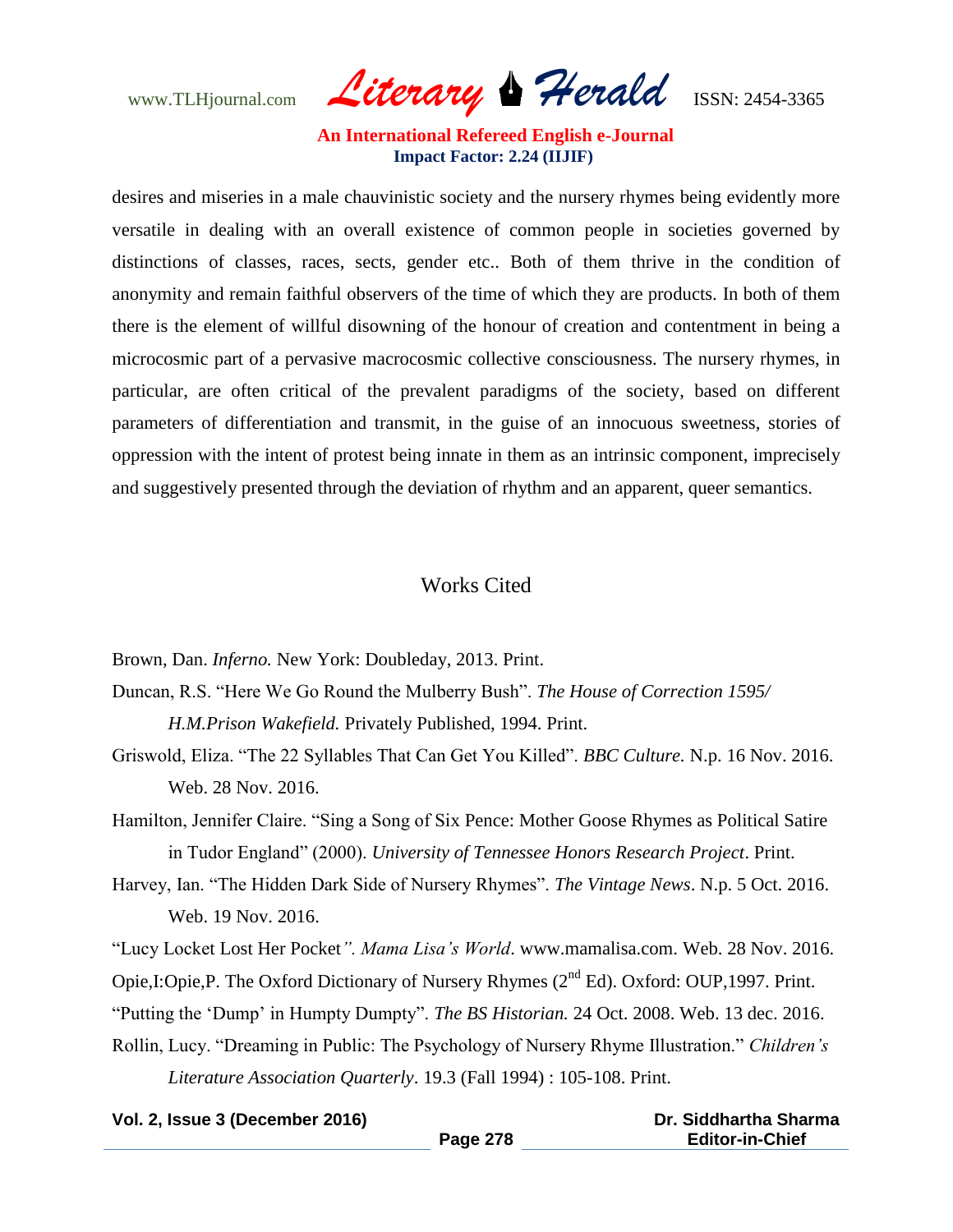desires and miseries in a male chauvinistic society and the nursery rhymes being evidently more versatile in dealing with an overall existence of common people in societies governed by distinctions of classes, races, sects, gender etc.. Both of them thrive in the condition of anonymity and remain faithful observers of the time of which they are products. In both of them there is the element of willful disowning of the honour of creation and contentment in being a microcosmic part of a pervasive macrocosmic collective consciousness. The nursery rhymes, in particular, are often critical of the prevalent paradigms of the society, based on different parameters of differentiation and transmit, in the guise of an innocuous sweetness, stories of oppression with the intent of protest being innate in them as an intrinsic component, imprecisely and suggestively presented through the deviation of rhythm and an apparent, queer semantics.

## Works Cited

Brown, Dan. *Inferno.* New York: Doubleday, 2013. Print.

Duncan, R.S. "Here We Go Round the Mulberry Bush". *The House of Correction 1595/ H.M.Prison Wakefield.* Privately Published, 1994. Print.

Griswold, Eliza. "The 22 Syllables That Can Get You Killed". *BBC Culture.* N.p. 16 Nov. 2016. Web. 28 Nov. 2016.

Hamilton, Jennifer Claire. "Sing a Song of Six Pence: Mother Goose Rhymes as Political Satire in Tudor England" (2000). *University of Tennessee Honors Research Project*. Print.

Harvey, Ian. "The Hidden Dark Side of Nursery Rhymes". *The Vintage News*. N.p. 5 Oct. 2016. Web. 19 Nov. 2016.

"Lucy Locket Lost Her Pocket*".* *Mama Lisa's World*. www.mamalisa.com. Web. 28 Nov. 2016.

Opie,I:Opie,P. The Oxford Dictionary of Nursery Rhymes (2nd Ed). Oxford: OUP,1997. Print.

"Putting the 'Dump' in Humpty Dumpty". *The BS Historian.* 24 Oct. 2008. Web. 13 dec. 2016.

Rollin, Lucy. "Dreaming in Public: The Psychology of Nursery Rhyme Illustration." *Children's Literature Association Quarterly*. 19.3 (Fall 1994) : 105-108. Print.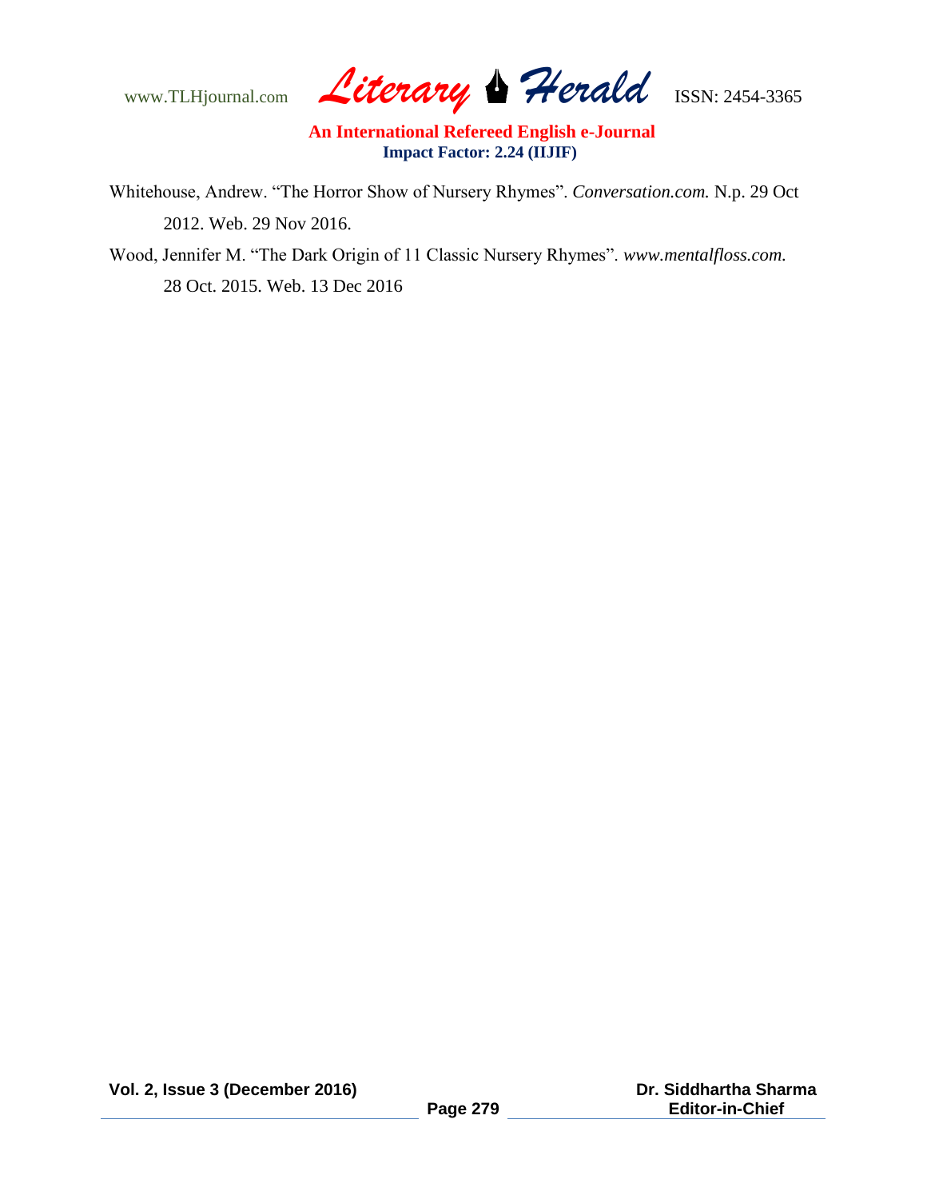Whitehouse, Andrew. "The Horror Show of Nursery Rhymes". *Conversation.com.* N.p. 29 Oct 2012. Web. 29 Nov 2016.

Wood, Jennifer M. "The Dark Origin of 11 Classic Nursery Rhymes". *www.mentalfloss.com.* 28 Oct. 2015. Web. 13 Dec 2016